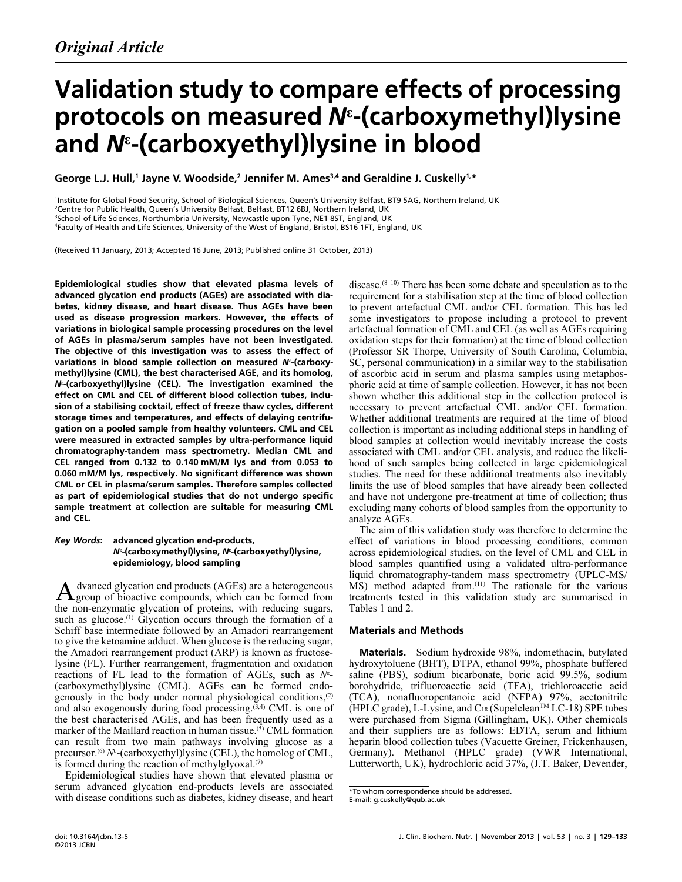*Original Article*

# Validation study to compare effects of processing protocols on measured $N^{\varepsilon}$-(carboxymethyl)lysine and $N^{\varepsilon}$-(carboxyethyl)lysine in blood

**George L.J. Hull,[1] Jayne V. Woodside,[2] Jennifer M. Ames[3,4] and Geraldine J. Cuskelly[1,*]**

[1]Institute for Global Food Security, School of Biological Sciences, Queen's University Belfast, BT9 5AG, Northern Ireland, UK
[2]Centre for Public Health, Queen's University Belfast, Belfast, BT12 6BJ, Northern Ireland, UK
[3]School of Life Sciences, Northumbria University, Newcastle upon Tyne, NE1 8ST, England, UK
[4]Faculty of Health and Life Sciences, University of the West of England, Bristol, BS16 1FT, England, UK

(Received 11 January, 2013; Accepted 16 June, 2013; Published online 31 October, 2013)

**Epidemiological studies show that elevated plasma levels of advanced glycation end products (AGEs) are associated with diabetes, kidney disease, and heart disease. Thus AGEs have been used as disease progression markers. However, the effects of variations in biological sample processing procedures on the level of AGEs in plasma/serum samples have not been investigated. The objective of this investigation was to assess the effect of variations in blood sample collection on measured $N^{\varepsilon}$-(carboxymethyl)lysine (CML), the best characterised AGE, and its homolog, $N^{\varepsilon}$-(carboxyethyl)lysine (CEL). The investigation examined the effect on CML and CEL of different blood collection tubes, inclusion of a stabilising cocktail, effect of freeze thaw cycles, different storage times and temperatures, and effects of delaying centrifugation on a pooled sample from healthy volunteers. CML and CEL were measured in extracted samples by ultra-performance liquid chromatography-tandem mass spectrometry. Median CML and CEL ranged from 0.132 to 0.140 mM/M lys and from 0.053 to 0.060 mM/M lys, respectively. No significant difference was shown CML or CEL in plasma/serum samples. Therefore samples collected as part of epidemiological studies that do not undergo specific sample treatment at collection are suitable for measuring CML and CEL.**

***Key Words*: advanced glycation end-products, $N^{\varepsilon}$-(carboxymethyl)lysine, $N^{\varepsilon}$-(carboxyethyl)lysine, epidemiology, blood sampling**

Advanced glycation end products (AGEs) are a heterogeneous group of bioactive compounds, which can be formed from the non-enzymatic glycation of proteins, with reducing sugars, such as glucose.[1] Glycation occurs through the formation of a Schiff base intermediate followed by an Amadori rearrangement to give the ketoamine adduct. When glucose is the reducing sugar, the Amadori rearrangement product (ARP) is known as fructose-lysine (FL). Further rearrangement, fragmentation and oxidation reactions of FL lead to the formation of AGEs, such as $N^{\varepsilon}$-(carboxymethyl)lysine (CML). AGEs can be formed endogenously in the body under normal physiological conditions,[2] and also exogenously during food processing.[3,4] CML is one of the best characterised AGEs, and has been frequently used as a marker of the Maillard reaction in human tissue.[5] CML formation can result from two main pathways involving glucose as a precursor.[6] $N^{\varepsilon}$-(carboxyethyl)lysine (CEL), the homolog of CML, is formed during the reaction of methylglyoxal.[7]

Epidemiological studies have shown that elevated plasma or serum advanced glycation end-products levels are associated with disease conditions such as diabetes, kidney disease, and heart disease.[8–10] There has been some debate and speculation as to the requirement for a stabilisation step at the time of blood collection to prevent artefactual CML and/or CEL formation. This has led some investigators to propose including a protocol to prevent artefactual formation of CML and CEL (as well as AGEs requiring oxidation steps for their formation) at the time of blood collection (Professor SR Thorpe, University of South Carolina, Columbia, SC, personal communication) in a similar way to the stabilisation of ascorbic acid in serum and plasma samples using metaphosphoric acid at time of sample collection. However, it has not been shown whether this additional step in the collection protocol is necessary to prevent artefactual CML and/or CEL formation. Whether additional treatments are required at the time of blood collection is important as including additional steps in handling of blood samples at collection would inevitably increase the costs associated with CML and/or CEL analysis, and reduce the likelihood of such samples being collected in large epidemiological studies. The need for these additional treatments also inevitably limits the use of blood samples that have already been collected and have not undergone pre-treatment at time of collection; thus excluding many cohorts of blood samples from the opportunity to analyze AGEs.

The aim of this validation study was therefore to determine the effect of variations in blood processing conditions, common across epidemiological studies, on the level of CML and CEL in blood samples quantified using a validated ultra-performance liquid chromatography-tandem mass spectrometry (UPLC-MS/MS) method adapted from.[11] The rationale for the various treatments tested in this validation study are summarised in Tables 1 and 2.

## Materials and Methods

**Materials.** Sodium hydroxide 98%, indomethacin, butylated hydroxytoluene (BHT), DTPA, ethanol 99%, phosphate buffered saline (PBS), sodium bicarbonate, boric acid 99.5%, sodium borohydride, trifluoroacetic acid (TFA), trichloroacetic acid (TCA), nonafluoropentanoic acid (NFPA) 97%, acetonitrile (HPLC grade), L-Lysine, and $C_{18}$ (Supelclean™ LC-18) SPE tubes were purchased from Sigma (Gillingham, UK). Other chemicals and their suppliers are as follows: EDTA, serum and lithium heparin blood collection tubes (Vacuette Greiner, Frickenhausen, Germany). Methanol (HPLC grade) (VWR International, Lutterworth, UK), hydrochloric acid 37%, (J.T. Baker, Devender,

*To whom correspondence should be addressed.
E-mail: g.cuskelly@qub.ac.uk

doi: 10.3164/jcbn.13-5
©2013 JCBN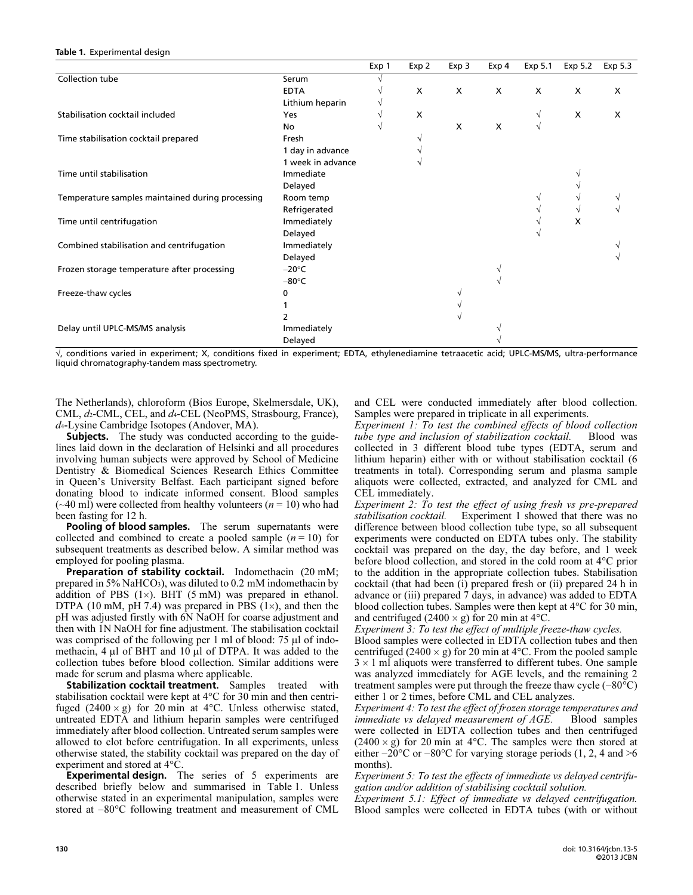**Table 1.** Experimental design

| | | Exp 1 | Exp 2 | Exp 3 | Exp 4 | Exp 5.1 | Exp 5.2 | Exp 5.3 |
|---|---|---|---|---|---|---|---|---|
| Collection tube | Serum | √ | | | | | | |
| | EDTA | √ | X | X | X | X | X | X |
| | Lithium heparin | √ | | | | | | |
| Stabilisation cocktail included | Yes | √ | X | | | √ | X | X |
| | No | √ | | X | X | √ | | |
| Time stabilisation cocktail prepared | Fresh | | √ | | | | | |
| | 1 day in advance | | √ | | | | | |
| | 1 week in advance | | √ | | | | | |
| Time until stabilisation | Immediate | | | | | | √ | |
| | Delayed | | | | | | √ | |
| Temperature samples maintained during processing | Room temp | | | | | √ | √ | √ |
| | Refrigerated | | | | | √ | √ | √ |
| Time until centrifugation | Immediately | | | | | √ | X | |
| | Delayed | | | | | √ | | |
| Combined stabilisation and centrifugation | Immediately | | | | | | | √ |
| | Delayed | | | | | | | √ |
| Frozen storage temperature after processing | −20°C | | | | √ | | | |
| | −80°C | | | | √ | | | |
| Freeze-thaw cycles | 0 | | | √ | | | | |
| | 1 | | | √ | | | | |
| | 2 | | | √ | | | | |
| Delay until UPLC-MS/MS analysis | Immediately | | | | √ | | | |
| | Delayed | | | | √ | | | |

√, conditions varied in experiment; X, conditions fixed in experiment; EDTA, ethylenediamine tetraacetic acid; UPLC-MS/MS, ultra-performance liquid chromatography-tandem mass spectrometry.

The Netherlands), chloroform (Bios Europe, Skelmersdale, UK), CML, $d_2$-CML, CEL, and $d_4$-CEL (NeoPMS, Strasbourg, France), $d_4$-Lysine Cambridge Isotopes (Andover, MA).

**Subjects.** The study was conducted according to the guidelines laid down in the declaration of Helsinki and all procedures involving human subjects were approved by School of Medicine Dentistry & Biomedical Sciences Research Ethics Committee in Queen's University Belfast. Each participant signed before donating blood to indicate informed consent. Blood samples (~40 ml) were collected from healthy volunteers ($n = 10$) who had been fasting for 12 h.

**Pooling of blood samples.** The serum supernatants were collected and combined to create a pooled sample ($n = 10$) for subsequent treatments as described below. A similar method was employed for pooling plasma.

**Preparation of stability cocktail.** Indomethacin (20 mM; prepared in 5% $NaHCO_3$), was diluted to 0.2 mM indomethacin by addition of PBS (1×). BHT (5 mM) was prepared in ethanol. DTPA (10 mM, pH 7.4) was prepared in PBS (1×), and then the pH was adjusted firstly with 6N NaOH for coarse adjustment and then with 1N NaOH for fine adjustment. The stabilisation cocktail was comprised of the following per 1 ml of blood: 75 µl of indomethacin, 4 µl of BHT and 10 µl of DTPA. It was added to the collection tubes before blood collection. Similar additions were made for serum and plasma where applicable.

**Stabilization cocktail treatment.** Samples treated with stabilisation cocktail were kept at 4°C for 30 min and then centrifuged (2400 × g) for 20 min at 4°C. Unless otherwise stated, untreated EDTA and lithium heparin samples were centrifuged immediately after blood collection. Untreated serum samples were allowed to clot before centrifugation. In all experiments, unless otherwise stated, the stability cocktail was prepared on the day of experiment and stored at 4°C.

**Experimental design.** The series of 5 experiments are described briefly below and summarised in Table 1. Unless otherwise stated in an experimental manipulation, samples were stored at −80°C following treatment and measurement of CML and CEL were conducted immediately after blood collection. Samples were prepared in triplicate in all experiments.

*Experiment 1: To test the combined effects of blood collection tube type and inclusion of stabilization cocktail.* Blood was collected in 3 different blood tube types (EDTA, serum and lithium heparin) either with or without stabilisation cocktail (6 treatments in total). Corresponding serum and plasma sample aliquots were collected, extracted, and analyzed for CML and CEL immediately.

*Experiment 2: To test the effect of using fresh vs pre-prepared stabilisation cocktail.* Experiment 1 showed that there was no difference between blood collection tube type, so all subsequent experiments were conducted on EDTA tubes only. The stability cocktail was prepared on the day, the day before, and 1 week before blood collection, and stored in the cold room at 4°C prior to the addition in the appropriate collection tubes. Stabilisation cocktail (that had been (i) prepared fresh or (ii) prepared 24 h in advance or (iii) prepared 7 days, in advance) was added to EDTA blood collection tubes. Samples were then kept at 4°C for 30 min, and centrifuged (2400 × g) for 20 min at 4°C.

*Experiment 3: To test the effect of multiple freeze-thaw cycles.* Blood samples were collected in EDTA collection tubes and then centrifuged (2400 × g) for 20 min at 4°C. From the pooled sample 3 × 1 ml aliquots were transferred to different tubes. One sample was analyzed immediately for AGE levels, and the remaining 2 treatment samples were put through the freeze thaw cycle (−80°C) either 1 or 2 times, before CML and CEL analyzes.

*Experiment 4: To test the effect of frozen storage temperatures and immediate vs delayed measurement of AGE.* Blood samples were collected in EDTA collection tubes and then centrifuged (2400 × g) for 20 min at 4°C. The samples were then stored at either −20°C or −80°C for varying storage periods (1, 2, 4 and >6 months).

*Experiment 5: To test the effects of immediate vs delayed centrifugation and/or addition of stabilising cocktail solution.*

*Experiment 5.1: Effect of immediate vs delayed centrifugation.* Blood samples were collected in EDTA tubes (with or without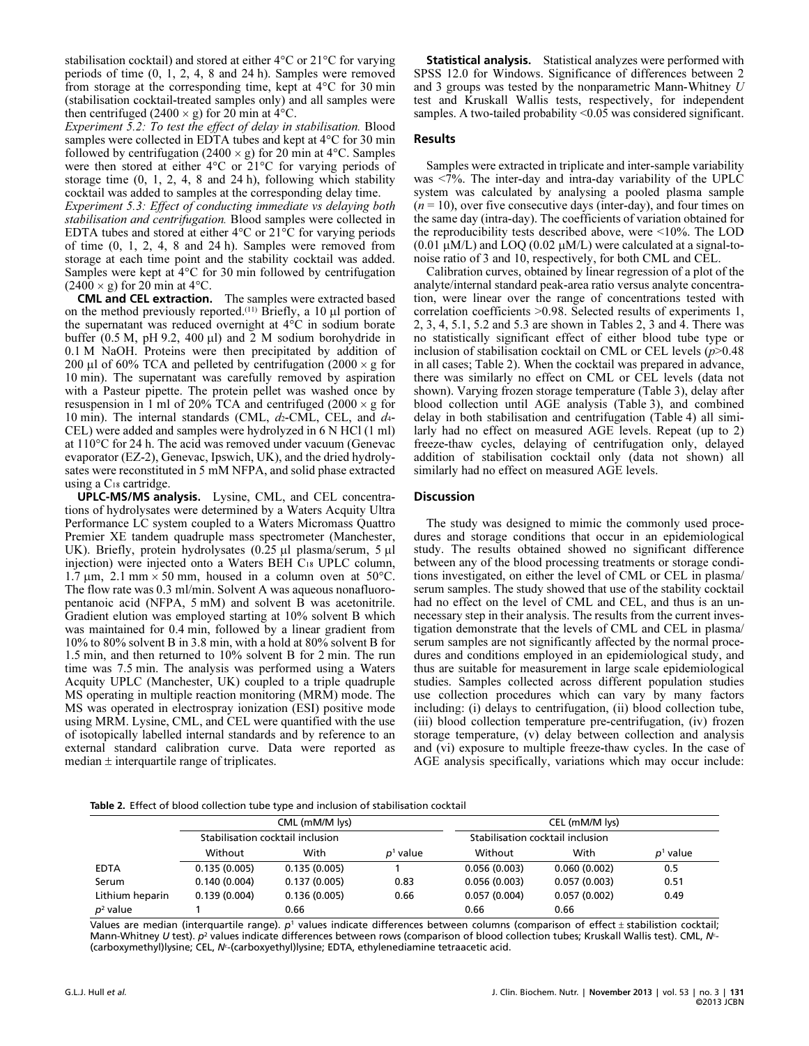stabilisation cocktail) and stored at either 4°C or 21°C for varying periods of time (0, 1, 2, 4, 8 and 24 h). Samples were removed from storage at the corresponding time, kept at 4°C for 30 min (stabilisation cocktail-treated samples only) and all samples were then centrifuged (2400 × g) for 20 min at 4°C.

*Experiment 5.2: To test the effect of delay in stabilisation.* Blood samples were collected in EDTA tubes and kept at 4°C for 30 min followed by centrifugation (2400 × g) for 20 min at 4°C. Samples were then stored at either 4°C or 21°C for varying periods of storage time (0, 1, 2, 4, 8 and 24 h), following which stability cocktail was added to samples at the corresponding delay time.

*Experiment 5.3: Effect of conducting immediate vs delaying both stabilisation and centrifugation.* Blood samples were collected in EDTA tubes and stored at either 4°C or 21°C for varying periods of time (0, 1, 2, 4, 8 and 24 h). Samples were removed from storage at each time point and the stability cocktail was added. Samples were kept at 4°C for 30 min followed by centrifugation (2400 × g) for 20 min at 4°C.

**CML and CEL extraction.** The samples were extracted based on the method previously reported.[11] Briefly, a 10 µl portion of the supernatant was reduced overnight at 4°C in sodium borate buffer (0.5 M, pH 9.2, 400 µl) and 2 M sodium borohydride in 0.1 M NaOH. Proteins were then precipitated by addition of 200 µl of 60% TCA and pelleted by centrifugation (2000 × g for 10 min). The supernatant was carefully removed by aspiration with a Pasteur pipette. The protein pellet was washed once by resuspension in 1 ml of 20% TCA and centrifuged (2000 × g for 10 min). The internal standards (CML, $d_2$-CML, CEL, and $d_4$-CEL) were added and samples were hydrolyzed in 6 N HCl (1 ml) at 110°C for 24 h. The acid was removed under vacuum (Genevac evaporator (EZ-2), Genevac, Ipswich, UK), and the dried hydrolysates were reconstituted in 5 mM NFPA, and solid phase extracted using a $C_{18}$ cartridge.

**UPLC-MS/MS analysis.** Lysine, CML, and CEL concentrations of hydrolysates were determined by a Waters Acquity Ultra Performance LC system coupled to a Waters Micromass Quattro Premier XE tandem quadruple mass spectrometer (Manchester, UK). Briefly, protein hydrolysates (0.25 µl plasma/serum, 5 µl injection) were injected onto a Waters BEH $C_{18}$ UPLC column, 1.7 µm, 2.1 mm × 50 mm, housed in a column oven at 50°C. The flow rate was 0.3 ml/min. Solvent A was aqueous nonafluoropentanoic acid (NFPA, 5 mM) and solvent B was acetonitrile. Gradient elution was employed starting at 10% solvent B which was maintained for 0.4 min, followed by a linear gradient from 10% to 80% solvent B in 3.8 min, with a hold at 80% solvent B for 1.5 min, and then returned to 10% solvent B for 2 min. The run time was 7.5 min. The analysis was performed using a Waters Acquity UPLC (Manchester, UK) coupled to a triple quadruple MS operating in multiple reaction monitoring (MRM) mode. The MS was operated in electrospray ionization (ESI) positive mode using MRM. Lysine, CML, and CEL were quantified with the use of isotopically labelled internal standards and by reference to an external standard calibration curve. Data were reported as median ± interquartile range of triplicates.

**Statistical analysis.** Statistical analyzes were performed with SPSS 12.0 for Windows. Significance of differences between 2 and 3 groups was tested by the nonparametric Mann-Whitney *U* test and Kruskall Wallis tests, respectively, for independent samples. A two-tailed probability <0.05 was considered significant.

## Results

Samples were extracted in triplicate and inter-sample variability was <7%. The inter-day and intra-day variability of the UPLC system was calculated by analysing a pooled plasma sample ($n = 10$), over five consecutive days (inter-day), and four times on the same day (intra-day). The coefficients of variation obtained for the reproducibility tests described above, were <10%. The LOD (0.01 µM/L) and LOQ (0.02 µM/L) were calculated at a signal-to-noise ratio of 3 and 10, respectively, for both CML and CEL.

Calibration curves, obtained by linear regression of a plot of the analyte/internal standard peak-area ratio versus analyte concentration, were linear over the range of concentrations tested with correlation coefficients >0.98. Selected results of experiments 1, 2, 3, 4, 5.1, 5.2 and 5.3 are shown in Tables 2, 3 and 4. There was no statistically significant effect of either blood tube type or inclusion of stabilisation cocktail on CML or CEL levels ($p$>0.48 in all cases; Table 2). When the cocktail was prepared in advance, there was similarly no effect on CML or CEL levels (data not shown). Varying frozen storage temperature (Table 3), delay after blood collection until AGE analysis (Table 3), and combined delay in both stabilisation and centrifugation (Table 4) all similarly had no effect on measured AGE levels. Repeat (up to 2) freeze-thaw cycles, delaying of centrifugation only, delayed addition of stabilisation cocktail only (data not shown) all similarly had no effect on measured AGE levels.

## Discussion

The study was designed to mimic the commonly used procedures and storage conditions that occur in an epidemiological study. The results obtained showed no significant difference between any of the blood processing treatments or storage conditions investigated, on either the level of CML or CEL in plasma/serum samples. The study showed that use of the stability cocktail had no effect on the level of CML and CEL, and thus is an unnecessary step in their analysis. The results from the current investigation demonstrate that the levels of CML and CEL in plasma/serum samples are not significantly affected by the normal procedures and conditions employed in an epidemiological study, and thus are suitable for measurement in large scale epidemiological studies. Samples collected across different population studies use collection procedures which can vary by many factors including: (i) delays to centrifugation, (ii) blood collection tube, (iii) blood collection temperature pre-centrifugation, (iv) frozen storage temperature, (v) delay between collection and analysis and (vi) exposure to multiple freeze-thaw cycles. In the case of AGE analysis specifically, variations which may occur include:

**Table 2.** Effect of blood collection tube type and inclusion of stabilisation cocktail

| | CML (mM/M lys) | | | CEL (mM/M lys) | | |
|---|---|---|---|---|---|---|
| | Stabilisation cocktail inclusion | | | Stabilisation cocktail inclusion | | |
| | Without | With | $p^1$ value | Without | With | $p^1$ value |
| EDTA | 0.135 (0.005) | 0.135 (0.005) | 1 | 0.056 (0.003) | 0.060 (0.002) | 0.5 |
| Serum | 0.140 (0.004) | 0.137 (0.005) | 0.83 | 0.056 (0.003) | 0.057 (0.003) | 0.51 |
| Lithium heparin | 0.139 (0.004) | 0.136 (0.005) | 0.66 | 0.057 (0.004) | 0.057 (0.002) | 0.49 |
| $p^2$ value | 1 | 0.66 | | 0.66 | 0.66 | |

Values are median (interquartile range). $p^1$ values indicate differences between columns (comparison of effect ± stabilistion cocktail; Mann-Whitney *U* test). $p^2$ values indicate differences between rows (comparison of blood collection tubes; Kruskall Wallis test). CML, $N^\varepsilon$-(carboxymethyl)lysine; CEL, $N^\varepsilon$-(carboxyethyl)lysine; EDTA, ethylenediamine tetraacetic acid.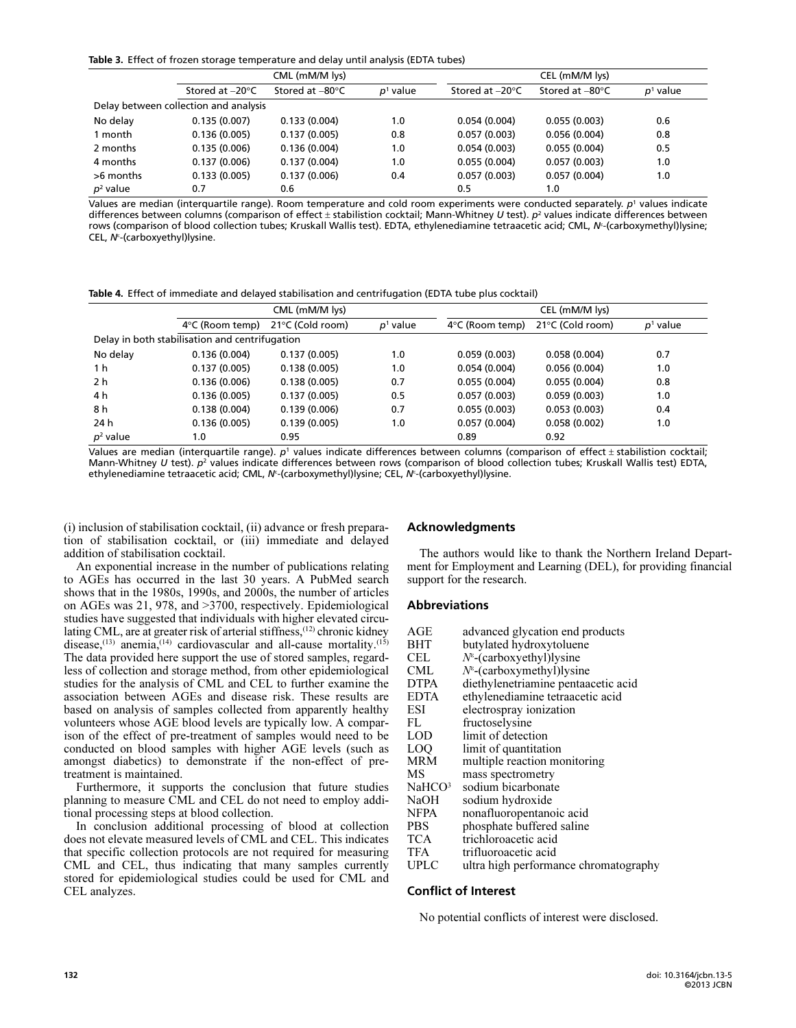**Table 3.** Effect of frozen storage temperature and delay until analysis (EDTA tubes)

| | CML (mM/M lys) | | | CEL (mM/M lys) | | |
|---|---|---|---|---|---|---|
| | Stored at –20°C | Stored at –80°C | $p^1$ value | Stored at –20°C | Stored at –80°C | $p^1$ value |
| Delay between collection and analysis | | | | | | |
| No delay | 0.135 (0.007) | 0.133 (0.004) | 1.0 | 0.054 (0.004) | 0.055 (0.003) | 0.6 |
| 1 month | 0.136 (0.005) | 0.137 (0.005) | 0.8 | 0.057 (0.003) | 0.056 (0.004) | 0.8 |
| 2 months | 0.135 (0.006) | 0.136 (0.004) | 1.0 | 0.054 (0.003) | 0.055 (0.004) | 0.5 |
| 4 months | 0.137 (0.006) | 0.137 (0.004) | 1.0 | 0.055 (0.004) | 0.057 (0.003) | 1.0 |
| >6 months | 0.133 (0.005) | 0.137 (0.006) | 0.4 | 0.057 (0.003) | 0.057 (0.004) | 1.0 |
| $p^2$ value | 0.7 | 0.6 | | 0.5 | 1.0 | |

Values are median (interquartile range). Room temperature and cold room experiments were conducted separately. $p^1$ values indicate differences between columns (comparison of effect ± stabilistion cocktail; Mann-Whitney *U* test). $p^2$ values indicate differences between rows (comparison of blood collection tubes; Kruskall Wallis test). EDTA, ethylenediamine tetraacetic acid; CML, $N^\varepsilon$-(carboxymethyl)lysine; CEL, $N^\varepsilon$-(carboxyethyl)lysine.

**Table 4.** Effect of immediate and delayed stabilisation and centrifugation (EDTA tube plus cocktail)

| | CML (mM/M lys) | | | CEL (mM/M lys) | | |
|---|---|---|---|---|---|---|
| | 4°C (Room temp) | 21°C (Cold room) | $p^1$ value | 4°C (Room temp) | 21°C (Cold room) | $p^1$ value |
| Delay in both stabilisation and centrifugation | | | | | | |
| No delay | 0.136 (0.004) | 0.137 (0.005) | 1.0 | 0.059 (0.003) | 0.058 (0.004) | 0.7 |
| 1 h | 0.137 (0.005) | 0.138 (0.005) | 1.0 | 0.054 (0.004) | 0.056 (0.004) | 1.0 |
| 2 h | 0.136 (0.006) | 0.138 (0.005) | 0.7 | 0.055 (0.004) | 0.055 (0.004) | 0.8 |
| 4 h | 0.136 (0.005) | 0.137 (0.005) | 0.5 | 0.057 (0.003) | 0.059 (0.003) | 1.0 |
| 8 h | 0.138 (0.004) | 0.139 (0.006) | 0.7 | 0.055 (0.003) | 0.053 (0.003) | 0.4 |
| 24 h | 0.136 (0.005) | 0.139 (0.005) | 1.0 | 0.057 (0.004) | 0.058 (0.002) | 1.0 |
| $p^2$ value | 1.0 | 0.95 | | 0.89 | 0.92 | |

Values are median (interquartile range). $p^1$ values indicate differences between columns (comparison of effect ± stabilistion cocktail; Mann-Whitney *U* test). $p^2$ values indicate differences between rows (comparison of blood collection tubes; Kruskall Wallis test) EDTA, ethylenediamine tetraacetic acid; CML, $N^\varepsilon$-(carboxymethyl)lysine; CEL, $N^\varepsilon$-(carboxyethyl)lysine.

(i) inclusion of stabilisation cocktail, (ii) advance or fresh preparation of stabilisation cocktail, or (iii) immediate and delayed addition of stabilisation cocktail.

An exponential increase in the number of publications relating to AGEs has occurred in the last 30 years. A PubMed search shows that in the 1980s, 1990s, and 2000s, the number of articles on AGEs was 21, 978, and >3700, respectively. Epidemiological studies have suggested that individuals with higher elevated circulating CML, are at greater risk of arterial stiffness,[12] chronic kidney disease,[13] anemia,[14] cardiovascular and all-cause mortality.[15] The data provided here support the use of stored samples, regardless of collection and storage method, from other epidemiological studies for the analysis of CML and CEL to further examine the association between AGEs and disease risk. These results are based on analysis of samples collected from apparently healthy volunteers whose AGE blood levels are typically low. A comparison of the effect of pre-treatment of samples would need to be conducted on blood samples with higher AGE levels (such as amongst diabetics) to demonstrate if the non-effect of pre-treatment is maintained.

Furthermore, it supports the conclusion that future studies planning to measure CML and CEL do not need to employ additional processing steps at blood collection.

In conclusion additional processing of blood at collection does not elevate measured levels of CML and CEL. This indicates that specific collection protocols are not required for measuring CML and CEL, thus indicating that many samples currently stored for epidemiological studies could be used for CML and CEL analyzes.

## Acknowledgments

The authors would like to thank the Northern Ireland Department for Employment and Learning (DEL), for providing financial support for the research.

## Abbreviations

| | |
|---|---|
| AGE | advanced glycation end products |
| BHT | butylated hydroxytoluene |
| CEL | $N^\varepsilon$-(carboxyethyl)lysine |
| CML | $N^\varepsilon$-(carboxymethyl)lysine |
| DTPA | diethylenetriamine pentaacetic acid |
| EDTA | ethylenediamine tetraacetic acid |
| ESI | electrospray ionization |
| FL | fructoselysine |
| LOD | limit of detection |
| LOQ | limit of quantitation |
| MRM | multiple reaction monitoring |
| MS | mass spectrometry |
| $NaHCO^3$ | sodium bicarbonate |
| NaOH | sodium hydroxide |
| NFPA | nonafluoropentanoic acid |
| PBS | phosphate buffered saline |
| TCA | trichloroacetic acid |
| TFA | trifluoroacetic acid |
| UPLC | ultra high performance chromatography |

## Conflict of Interest

No potential conflicts of interest were disclosed.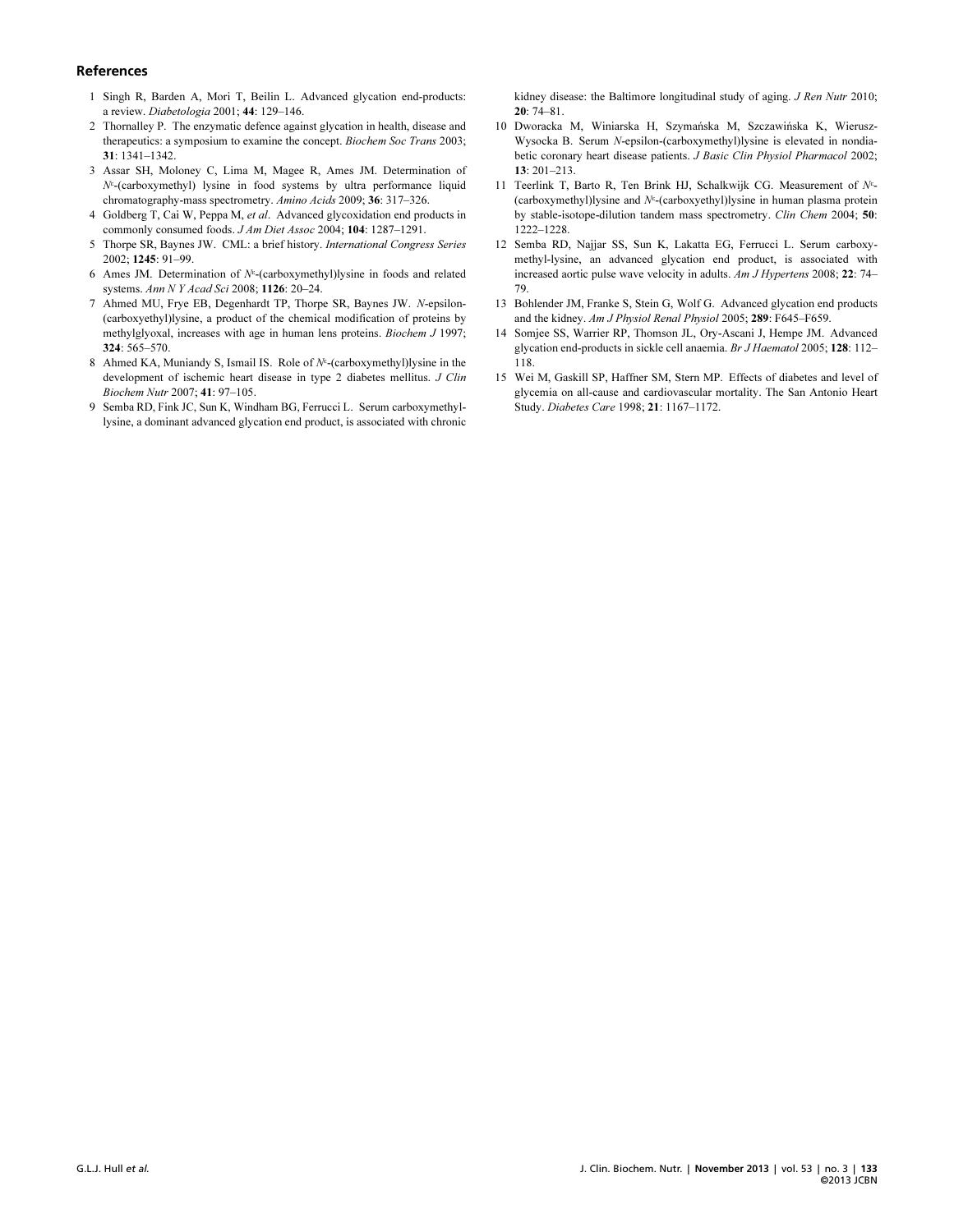## References

1 Singh R, Barden A, Mori T, Beilin L. Advanced glycation end-products: a review. *Diabetologia* 2001; **44**: 129–146.

2 Thornalley P. The enzymatic defence against glycation in health, disease and therapeutics: a symposium to examine the concept. *Biochem Soc Trans* 2003; **31**: 1341–1342.

3 Assar SH, Moloney C, Lima M, Magee R, Ames JM. Determination of $N^{\varepsilon}$-(carboxymethyl) lysine in food systems by ultra performance liquid chromatography-mass spectrometry. *Amino Acids* 2009; **36**: 317–326.

4 Goldberg T, Cai W, Peppa M, *et al*. Advanced glycoxidation end products in commonly consumed foods. *J Am Diet Assoc* 2004; **104**: 1287–1291.

5 Thorpe SR, Baynes JW. CML: a brief history. *International Congress Series* 2002; **1245**: 91–99.

6 Ames JM. Determination of $N^{\varepsilon}$-(carboxymethyl)lysine in foods and related systems. *Ann N Y Acad Sci* 2008; **1126**: 20–24.

7 Ahmed MU, Frye EB, Degenhardt TP, Thorpe SR, Baynes JW. *N*-epsilon-(carboxyethyl)lysine, a product of the chemical modification of proteins by methylglyoxal, increases with age in human lens proteins. *Biochem J* 1997; **324**: 565–570.

8 Ahmed KA, Muniandy S, Ismail IS. Role of $N^{\varepsilon}$-(carboxymethyl)lysine in the development of ischemic heart disease in type 2 diabetes mellitus. *J Clin Biochem Nutr* 2007; **41**: 97–105.

9 Semba RD, Fink JC, Sun K, Windham BG, Ferrucci L. Serum carboxymethyl-lysine, a dominant advanced glycation end product, is associated with chronic kidney disease: the Baltimore longitudinal study of aging. *J Ren Nutr* 2010; **20**: 74–81.

10 Dworacka M, Winiarska H, Szymańska M, Szczawińska K, Wierusz-Wysocka B. Serum *N*-epsilon-(carboxymethyl)lysine is elevated in nondiabetic coronary heart disease patients. *J Basic Clin Physiol Pharmacol* 2002; **13**: 201–213.

11 Teerlink T, Barto R, Ten Brink HJ, Schalkwijk CG. Measurement of $N^{\varepsilon}$-(carboxymethyl)lysine and $N^{\varepsilon}$-(carboxyethyl)lysine in human plasma protein by stable-isotope-dilution tandem mass spectrometry. *Clin Chem* 2004; **50**: 1222–1228.

12 Semba RD, Najjar SS, Sun K, Lakatta EG, Ferrucci L. Serum carboxymethyl-lysine, an advanced glycation end product, is associated with increased aortic pulse wave velocity in adults. *Am J Hypertens* 2008; **22**: 74–79.

13 Bohlender JM, Franke S, Stein G, Wolf G. Advanced glycation end products and the kidney. *Am J Physiol Renal Physiol* 2005; **289**: F645–F659.

14 Somjee SS, Warrier RP, Thomson JL, Ory-Ascani J, Hempe JM. Advanced glycation end-products in sickle cell anaemia. *Br J Haematol* 2005; **128**: 112–118.

15 Wei M, Gaskill SP, Haffner SM, Stern MP. Effects of diabetes and level of glycemia on all-cause and cardiovascular mortality. The San Antonio Heart Study. *Diabetes Care* 1998; **21**: 1167–1172.